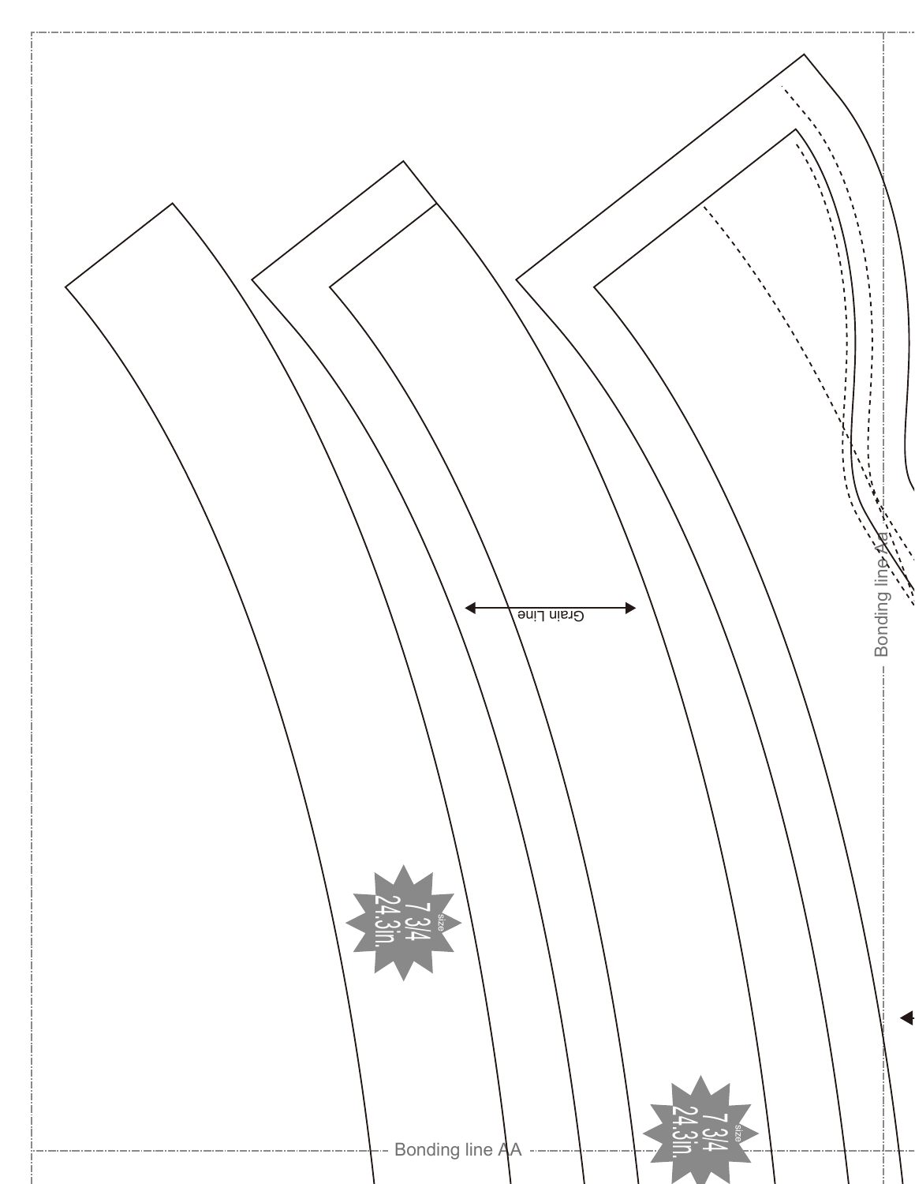Grain Line

Bonding line AA

Bonding line AA

size
7 3/4
24.3in.

size
7 3/4
24.3in.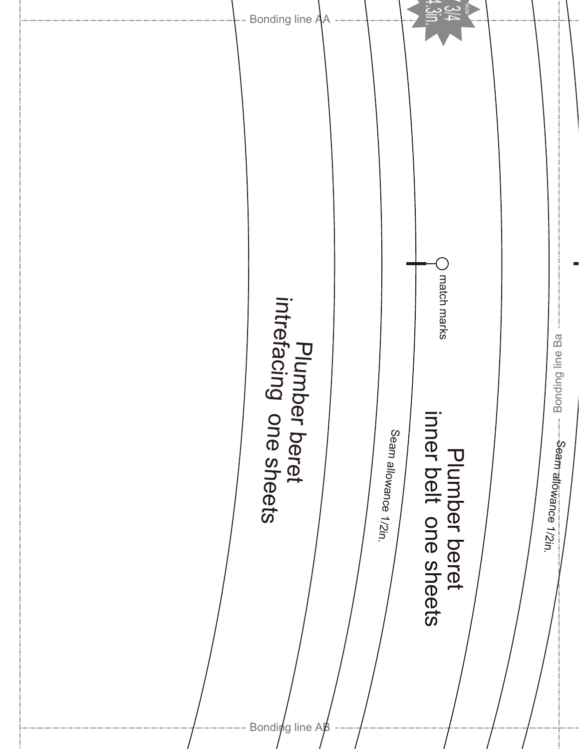Bonding line AA

7 3/4
24.3in.
size

match marks

Plumber beret
intrefacing one sheets

Seam allowance 1/2in.

Plumber beret
inner belt one sheets

Bonding line Ba

Seam allowance 1/2in.

Bonding line AB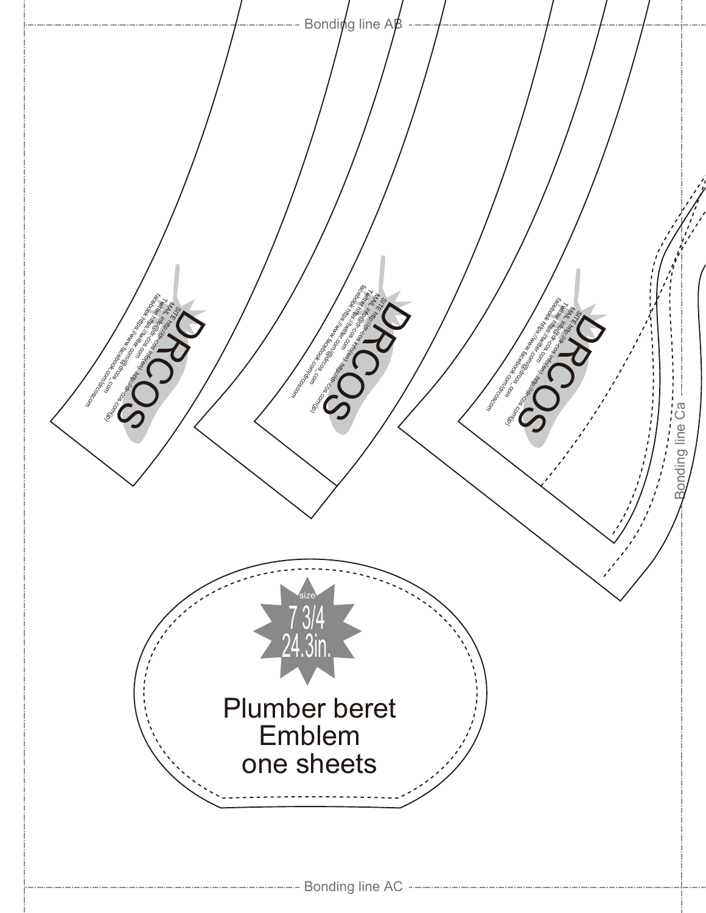Bonding line AB

DRCOS

SITE http://dr-cos.info(en) http://dr-cos.com(jp)
MAIL info@dr-cos.com
Twitter https://twitter.com/@drcos_com
facebook https://www.facebook.com/drcoscom

DRCOS

SITE http://dr-cos.info(en) http://dr-cos.com(jp)
MAIL info@dr-cos.com
Twitter https://twitter.com/@drcos_com
facebook https://www.facebook.com/drcoscom

DRCOS

SITE http://dr-cos.info(en) http://dr-cos.com(jp)
MAIL info@dr-cos.com
Twitter https://twitter.com/@drcos_com
facebook https://www.facebook.com/drcoscom

Bonding line Ca

size
7 3/4
24.3in.

Plumber beret
Emblem
one sheets

Bonding line AC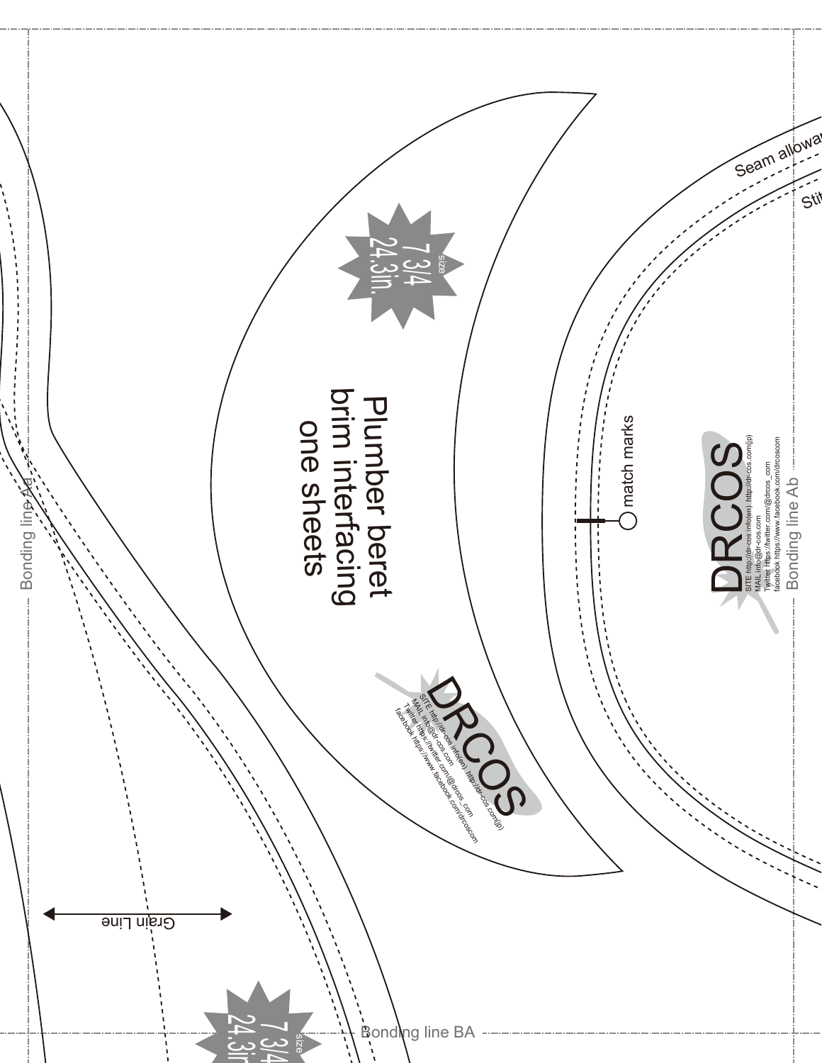Seam allowance

Stit

size
7 3/4
24.3in.

Plumber beret
brim interfacing
one sheets

match marks

DRCOS
SITE http://dr-cos.info(en) http://dr-cos.com(jp)
MAIL info@dr-cos.com
Twitter https://twitter.com/@drcos_com
facebook https://www.facebook.com/drcoscom

DRCOS
SITE http://dr-cos.info(en) http://dr-cos.com(jp)
MAIL info@dr-cos.com
Twitter https://twitter.com/@drcos_com
facebook https://www.facebook.com/drcoscom

Bonding line Ab

Bonding line Ad

Grain Line

size
7 3/4
24.3in.

Bonding line BA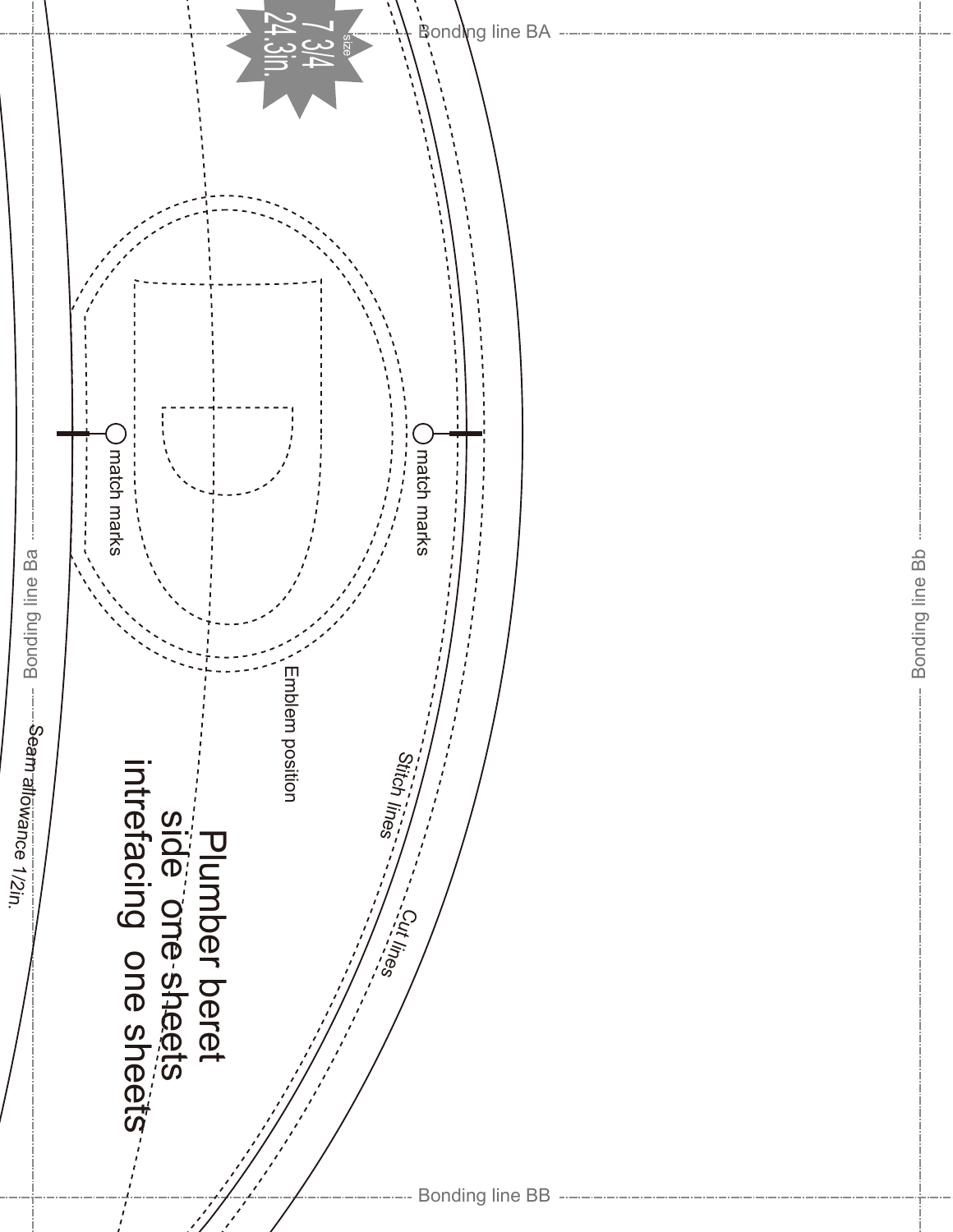Bonding line BA

size 7 3/4 24.3in.

match marks

match marks

Emblem position

Stitch lines

Cut lines

Bonding line Ba

Bonding line Bb

Seam allowance 1/2in.

Plumber beret
side one sheets
intrefacing one sheets

Bonding line BB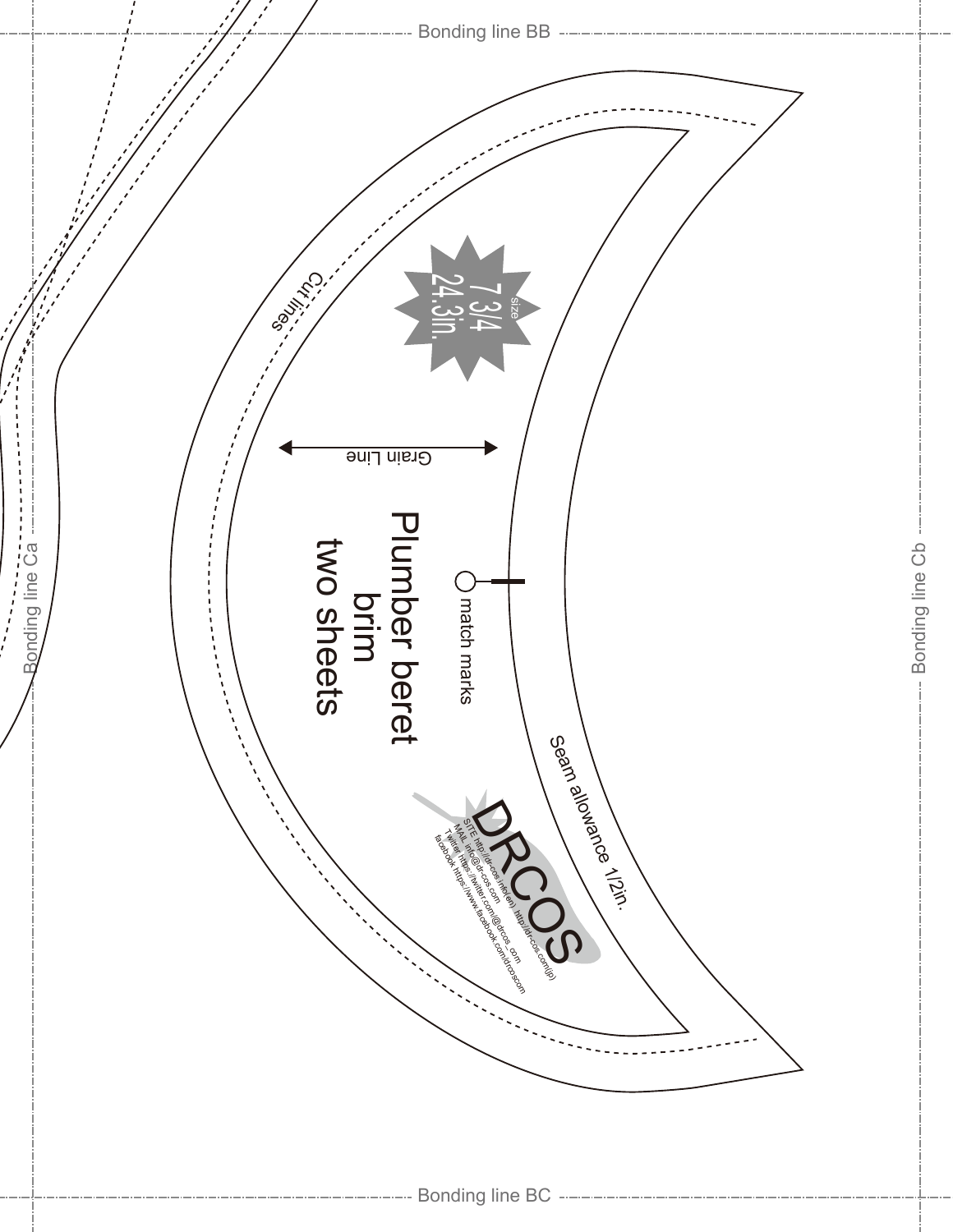Bonding line BB

Bonding line Ca

Bonding line Cb

Cut lines

size
7 3/4
24.3in.

Grain Line

Plumber beret
brim
two sheets

match marks

Seam allowance 1/2in.

DRCOS
SITE http://dr-cos.info(en) http://dr-cos.com(jp)
MAIL info@dr-cos.com
Twitter https://twitter.com/@drcos_com
facebook https://www.facebook.com/drcoscom

Bonding line BC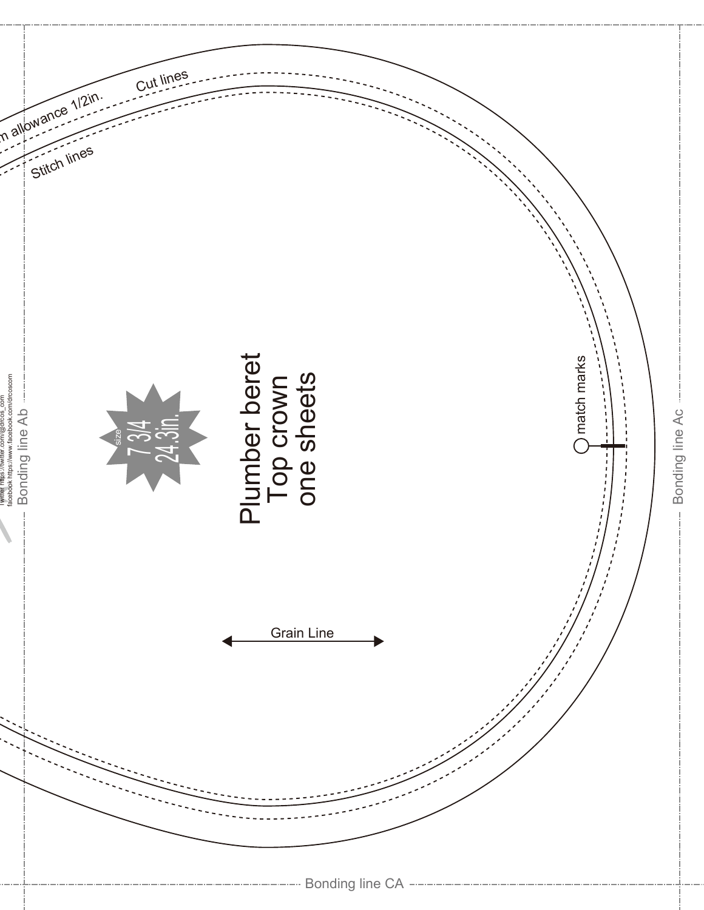Plumber beret
Top crown
one sheets

size
7 3/4
24.3in.

m allowance 1/2in.

Cut lines

Stitch lines

match marks

Grain Line

Bonding line Ab

Bonding line Ac

Bonding line CA

Twitter https://twitter.com/@drcos_com
facebook https://www.facebook.com/drcoscom